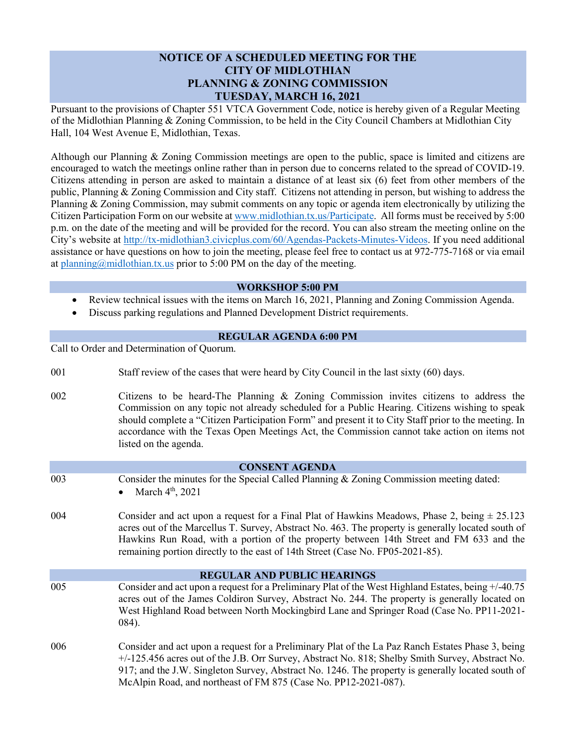# NOTICE OF A SCHEDULED MEETING FOR THE CITY OF MIDLOTHIAN PLANNING & ZONING COMMISSION TUESDAY, MARCH 16, 2021

Pursuant to the provisions of Chapter 551 VTCA Government Code, notice is hereby given of a Regular Meeting of the Midlothian Planning & Zoning Commission, to be held in the City Council Chambers at Midlothian City Hall, 104 West Avenue E, Midlothian, Texas.

Although our Planning & Zoning Commission meetings are open to the public, space is limited and citizens are encouraged to watch the meetings online rather than in person due to concerns related to the spread of COVID-19. Citizens attending in person are asked to maintain a distance of at least six (6) feet from other members of the public, Planning & Zoning Commission and City staff. Citizens not attending in person, but wishing to address the Planning & Zoning Commission, may submit comments on any topic or agenda item electronically by utilizing the Citizen Participation Form on our website at www.midlothian.tx.us/Participate. All forms must be received by 5:00 p.m. on the date of the meeting and will be provided for the record. You can also stream the meeting online on the City's website at http://tx-midlothian3.civicplus.com/60/Agendas-Packets-Minutes-Videos. If you need additional assistance or have questions on how to join the meeting, please feel free to contact us at 972-775-7168 or via email at planning@midlothian.tx.us prior to 5:00 PM on the day of the meeting.

## WORKSHOP 5:00 PM

- Review technical issues with the items on March 16, 2021, Planning and Zoning Commission Agenda.
- Discuss parking regulations and Planned Development District requirements.

## REGULAR AGENDA 6:00 PM

Call to Order and Determination of Quorum.

001 Staff review of the cases that were heard by City Council in the last sixty (60) days.

002 Citizens to be heard-The Planning & Zoning Commission invites citizens to address the Commission on any topic not already scheduled for a Public Hearing. Citizens wishing to speak should complete a "Citizen Participation Form" and present it to City Staff prior to the meeting. In accordance with the Texas Open Meetings Act, the Commission cannot take action on items not listed on the agenda.

## CONSENT AGENDA

003 Consider the minutes for the Special Called Planning & Zoning Commission meeting dated:

- March 4th, 2021

004 Consider and act upon a request for a Final Plat of Hawkins Meadows, Phase 2, being ± 25.123 acres out of the Marcellus T. Survey, Abstract No. 463. The property is generally located south of Hawkins Run Road, with a portion of the property between 14th Street and FM 633 and the remaining portion directly to the east of 14th Street (Case No. FP05-2021-85).

## REGULAR AND PUBLIC HEARINGS

005 Consider and act upon a request for a Preliminary Plat of the West Highland Estates, being +/-40.75 acres out of the James Coldiron Survey, Abstract No. 244. The property is generally located on West Highland Road between North Mockingbird Lane and Springer Road (Case No. PP11-2021-084).

006 Consider and act upon a request for a Preliminary Plat of the La Paz Ranch Estates Phase 3, being +/-125.456 acres out of the J.B. Orr Survey, Abstract No. 818; Shelby Smith Survey, Abstract No. 917; and the J.W. Singleton Survey, Abstract No. 1246. The property is generally located south of McAlpin Road, and northeast of FM 875 (Case No. PP12-2021-087).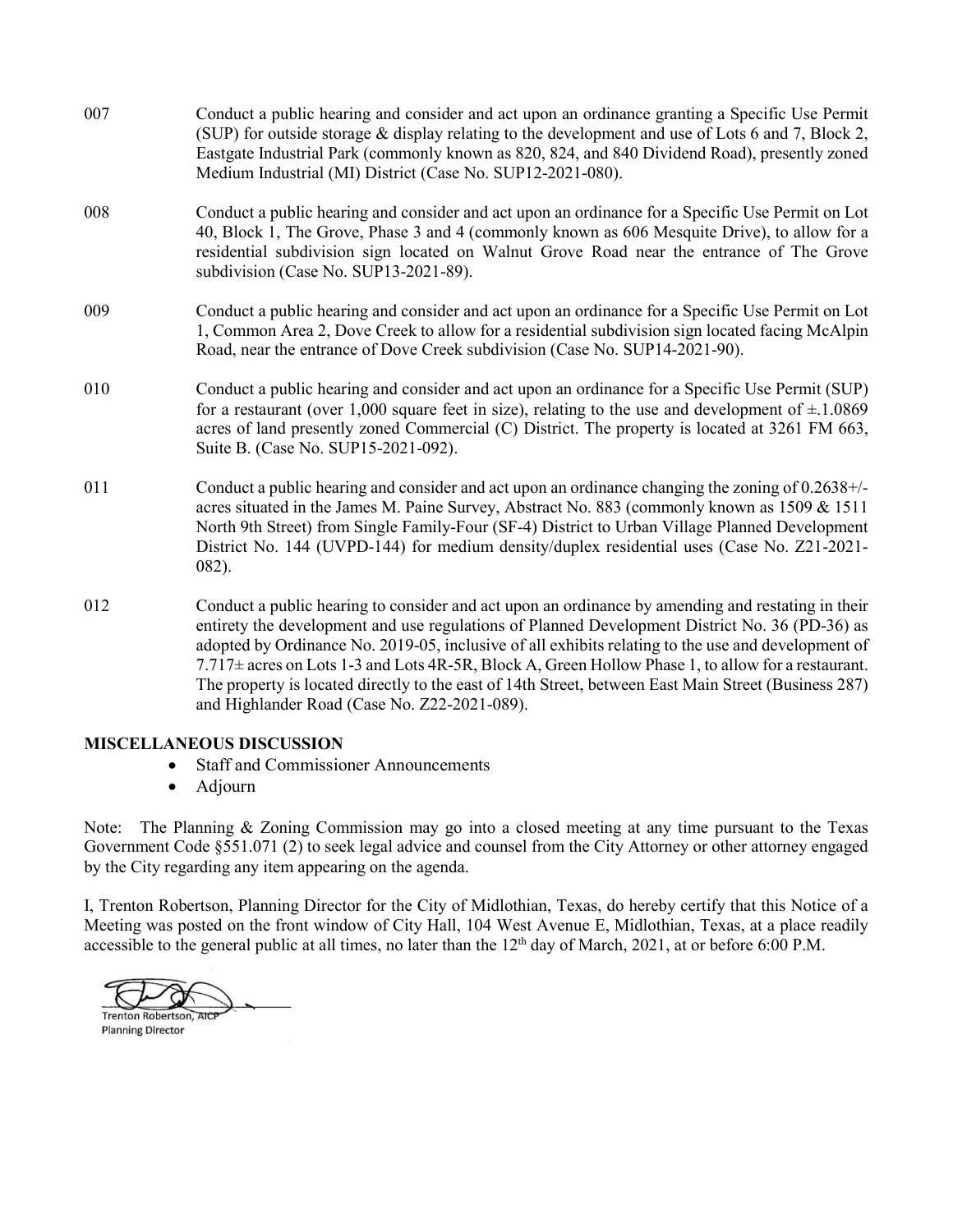007 Conduct a public hearing and consider and act upon an ordinance granting a Specific Use Permit (SUP) for outside storage & display relating to the development and use of Lots 6 and 7, Block 2, Eastgate Industrial Park (commonly known as 820, 824, and 840 Dividend Road), presently zoned Medium Industrial (MI) District (Case No. SUP12-2021-080).

008 Conduct a public hearing and consider and act upon an ordinance for a Specific Use Permit on Lot 40, Block 1, The Grove, Phase 3 and 4 (commonly known as 606 Mesquite Drive), to allow for a residential subdivision sign located on Walnut Grove Road near the entrance of The Grove subdivision (Case No. SUP13-2021-89).

009 Conduct a public hearing and consider and act upon an ordinance for a Specific Use Permit on Lot 1, Common Area 2, Dove Creek to allow for a residential subdivision sign located facing McAlpin Road, near the entrance of Dove Creek subdivision (Case No. SUP14-2021-90).

010 Conduct a public hearing and consider and act upon an ordinance for a Specific Use Permit (SUP) for a restaurant (over 1,000 square feet in size), relating to the use and development of ±.1.0869 acres of land presently zoned Commercial (C) District. The property is located at 3261 FM 663, Suite B. (Case No. SUP15-2021-092).

011 Conduct a public hearing and consider and act upon an ordinance changing the zoning of 0.2638+/- acres situated in the James M. Paine Survey, Abstract No. 883 (commonly known as 1509 & 1511 North 9th Street) from Single Family-Four (SF-4) District to Urban Village Planned Development District No. 144 (UVPD-144) for medium density/duplex residential uses (Case No. Z21-2021-082).

012 Conduct a public hearing to consider and act upon an ordinance by amending and restating in their entirety the development and use regulations of Planned Development District No. 36 (PD-36) as adopted by Ordinance No. 2019-05, inclusive of all exhibits relating to the use and development of 7.717± acres on Lots 1-3 and Lots 4R-5R, Block A, Green Hollow Phase 1, to allow for a restaurant. The property is located directly to the east of 14th Street, between East Main Street (Business 287) and Highlander Road (Case No. Z22-2021-089).

**MISCELLANEOUS DISCUSSION**

- Staff and Commissioner Announcements
- Adjourn

Note: The Planning & Zoning Commission may go into a closed meeting at any time pursuant to the Texas Government Code §551.071 (2) to seek legal advice and counsel from the City Attorney or other attorney engaged by the City regarding any item appearing on the agenda.

I, Trenton Robertson, Planning Director for the City of Midlothian, Texas, do hereby certify that this Notice of a Meeting was posted on the front window of City Hall, 104 West Avenue E, Midlothian, Texas, at a place readily accessible to the general public at all times, no later than the 12th day of March, 2021, at or before 6:00 P.M.

Trenton Robertson, AICP
Planning Director